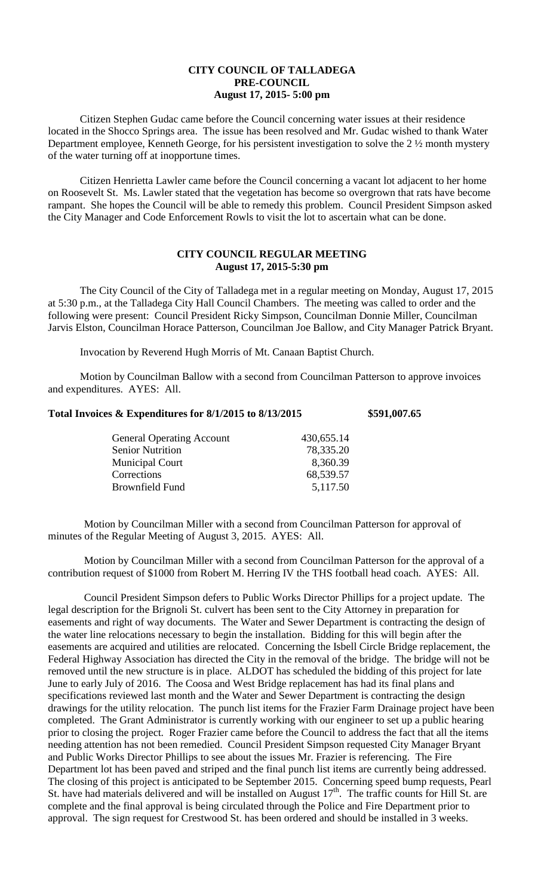**CITY COUNCIL OF TALLADEGA**
**PRE-COUNCIL**
**August 17, 2015- 5:00 pm**

Citizen Stephen Gudac came before the Council concerning water issues at their residence located in the Shocco Springs area. The issue has been resolved and Mr. Gudac wished to thank Water Department employee, Kenneth George, for his persistent investigation to solve the 2 ½ month mystery of the water turning off at inopportune times.

Citizen Henrietta Lawler came before the Council concerning a vacant lot adjacent to her home on Roosevelt St. Ms. Lawler stated that the vegetation has become so overgrown that rats have become rampant. She hopes the Council will be able to remedy this problem. Council President Simpson asked the City Manager and Code Enforcement Rowls to visit the lot to ascertain what can be done.

**CITY COUNCIL REGULAR MEETING**
**August 17, 2015-5:30 pm**

The City Council of the City of Talladega met in a regular meeting on Monday, August 17, 2015 at 5:30 p.m., at the Talladega City Hall Council Chambers. The meeting was called to order and the following were present: Council President Ricky Simpson, Councilman Donnie Miller, Councilman Jarvis Elston, Councilman Horace Patterson, Councilman Joe Ballow, and City Manager Patrick Bryant.

Invocation by Reverend Hugh Morris of Mt. Canaan Baptist Church.

Motion by Councilman Ballow with a second from Councilman Patterson to approve invoices and expenditures. AYES: All.

**Total Invoices & Expenditures for 8/1/2015 to 8/13/2015 $591,007.65**

| | |
|---|---|
| General Operating Account | 430,655.14 |
| Senior Nutrition | 78,335.20 |
| Municipal Court | 8,360.39 |
| Corrections | 68,539.57 |
| Brownfield Fund | 5,117.50 |

Motion by Councilman Miller with a second from Councilman Patterson for approval of minutes of the Regular Meeting of August 3, 2015. AYES: All.

Motion by Councilman Miller with a second from Councilman Patterson for the approval of a contribution request of $1000 from Robert M. Herring IV the THS football head coach. AYES: All.

Council President Simpson defers to Public Works Director Phillips for a project update. The legal description for the Brignoli St. culvert has been sent to the City Attorney in preparation for easements and right of way documents. The Water and Sewer Department is contracting the design of the water line relocations necessary to begin the installation. Bidding for this will begin after the easements are acquired and utilities are relocated. Concerning the Isbell Circle Bridge replacement, the Federal Highway Association has directed the City in the removal of the bridge. The bridge will not be removed until the new structure is in place. ALDOT has scheduled the bidding of this project for late June to early July of 2016. The Coosa and West Bridge replacement has had its final plans and specifications reviewed last month and the Water and Sewer Department is contracting the design drawings for the utility relocation. The punch list items for the Frazier Farm Drainage project have been completed. The Grant Administrator is currently working with our engineer to set up a public hearing prior to closing the project. Roger Frazier came before the Council to address the fact that all the items needing attention has not been remedied. Council President Simpson requested City Manager Bryant and Public Works Director Phillips to see about the issues Mr. Frazier is referencing. The Fire Department lot has been paved and striped and the final punch list items are currently being addressed. The closing of this project is anticipated to be September 2015. Concerning speed bump requests, Pearl St. have had materials delivered and will be installed on August 17th. The traffic counts for Hill St. are complete and the final approval is being circulated through the Police and Fire Department prior to approval. The sign request for Crestwood St. has been ordered and should be installed in 3 weeks.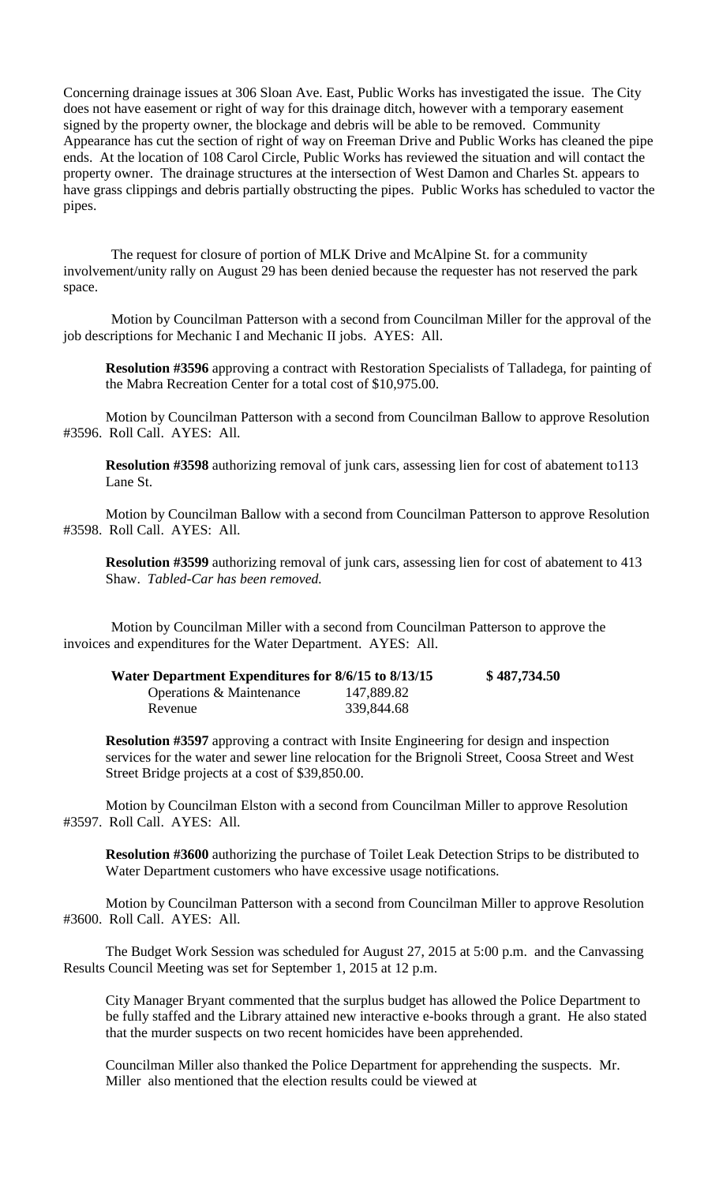Concerning drainage issues at 306 Sloan Ave. East, Public Works has investigated the issue. The City does not have easement or right of way for this drainage ditch, however with a temporary easement signed by the property owner, the blockage and debris will be able to be removed. Community Appearance has cut the section of right of way on Freeman Drive and Public Works has cleaned the pipe ends. At the location of 108 Carol Circle, Public Works has reviewed the situation and will contact the property owner. The drainage structures at the intersection of West Damon and Charles St. appears to have grass clippings and debris partially obstructing the pipes. Public Works has scheduled to vactor the pipes.

The request for closure of portion of MLK Drive and McAlpine St. for a community involvement/unity rally on August 29 has been denied because the requester has not reserved the park space.

Motion by Councilman Patterson with a second from Councilman Miller for the approval of the job descriptions for Mechanic I and Mechanic II jobs. AYES: All.

**Resolution #3596** approving a contract with Restoration Specialists of Talladega, for painting of the Mabra Recreation Center for a total cost of $10,975.00.

Motion by Councilman Patterson with a second from Councilman Ballow to approve Resolution #3596. Roll Call. AYES: All.

**Resolution #3598** authorizing removal of junk cars, assessing lien for cost of abatement to113 Lane St.

Motion by Councilman Ballow with a second from Councilman Patterson to approve Resolution #3598. Roll Call. AYES: All.

**Resolution #3599** authorizing removal of junk cars, assessing lien for cost of abatement to 413 Shaw. *Tabled-Car has been removed.*

Motion by Councilman Miller with a second from Councilman Patterson to approve the invoices and expenditures for the Water Department. AYES: All.

| **Water Department Expenditures for 8/6/15 to 8/13/15** | | **$ 487,734.50** |
|---|---|---|
| Operations & Maintenance | 147,889.82 | |
| Revenue | 339,844.68 | |

**Resolution #3597** approving a contract with Insite Engineering for design and inspection services for the water and sewer line relocation for the Brignoli Street, Coosa Street and West Street Bridge projects at a cost of $39,850.00.

Motion by Councilman Elston with a second from Councilman Miller to approve Resolution #3597. Roll Call. AYES: All.

**Resolution #3600** authorizing the purchase of Toilet Leak Detection Strips to be distributed to Water Department customers who have excessive usage notifications.

Motion by Councilman Patterson with a second from Councilman Miller to approve Resolution #3600. Roll Call. AYES: All.

The Budget Work Session was scheduled for August 27, 2015 at 5:00 p.m. and the Canvassing Results Council Meeting was set for September 1, 2015 at 12 p.m.

City Manager Bryant commented that the surplus budget has allowed the Police Department to be fully staffed and the Library attained new interactive e-books through a grant. He also stated that the murder suspects on two recent homicides have been apprehended.

Councilman Miller also thanked the Police Department for apprehending the suspects. Mr. Miller also mentioned that the election results could be viewed at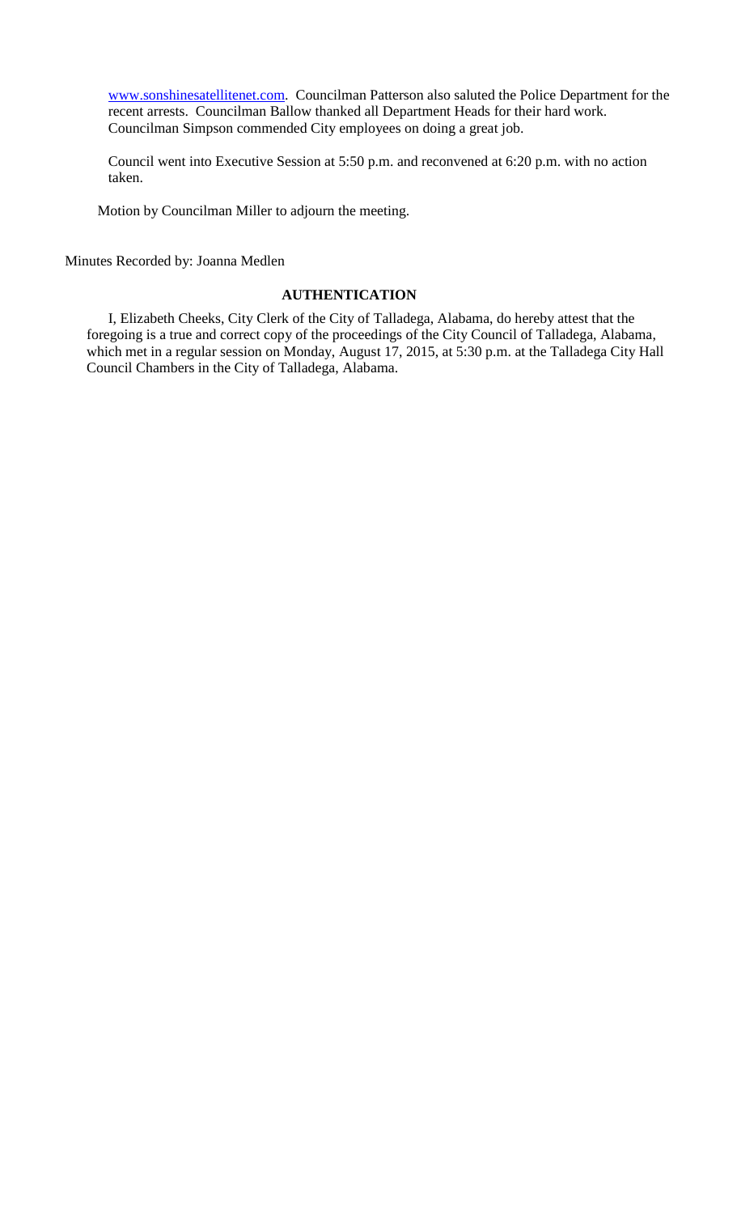www.sonshinesatellitenet.com. Councilman Patterson also saluted the Police Department for the recent arrests. Councilman Ballow thanked all Department Heads for their hard work. Councilman Simpson commended City employees on doing a great job.

Council went into Executive Session at 5:50 p.m. and reconvened at 6:20 p.m. with no action taken.

Motion by Councilman Miller to adjourn the meeting.

Minutes Recorded by: Joanna Medlen

**AUTHENTICATION**

I, Elizabeth Cheeks, City Clerk of the City of Talladega, Alabama, do hereby attest that the foregoing is a true and correct copy of the proceedings of the City Council of Talladega, Alabama, which met in a regular session on Monday, August 17, 2015, at 5:30 p.m. at the Talladega City Hall Council Chambers in the City of Talladega, Alabama.